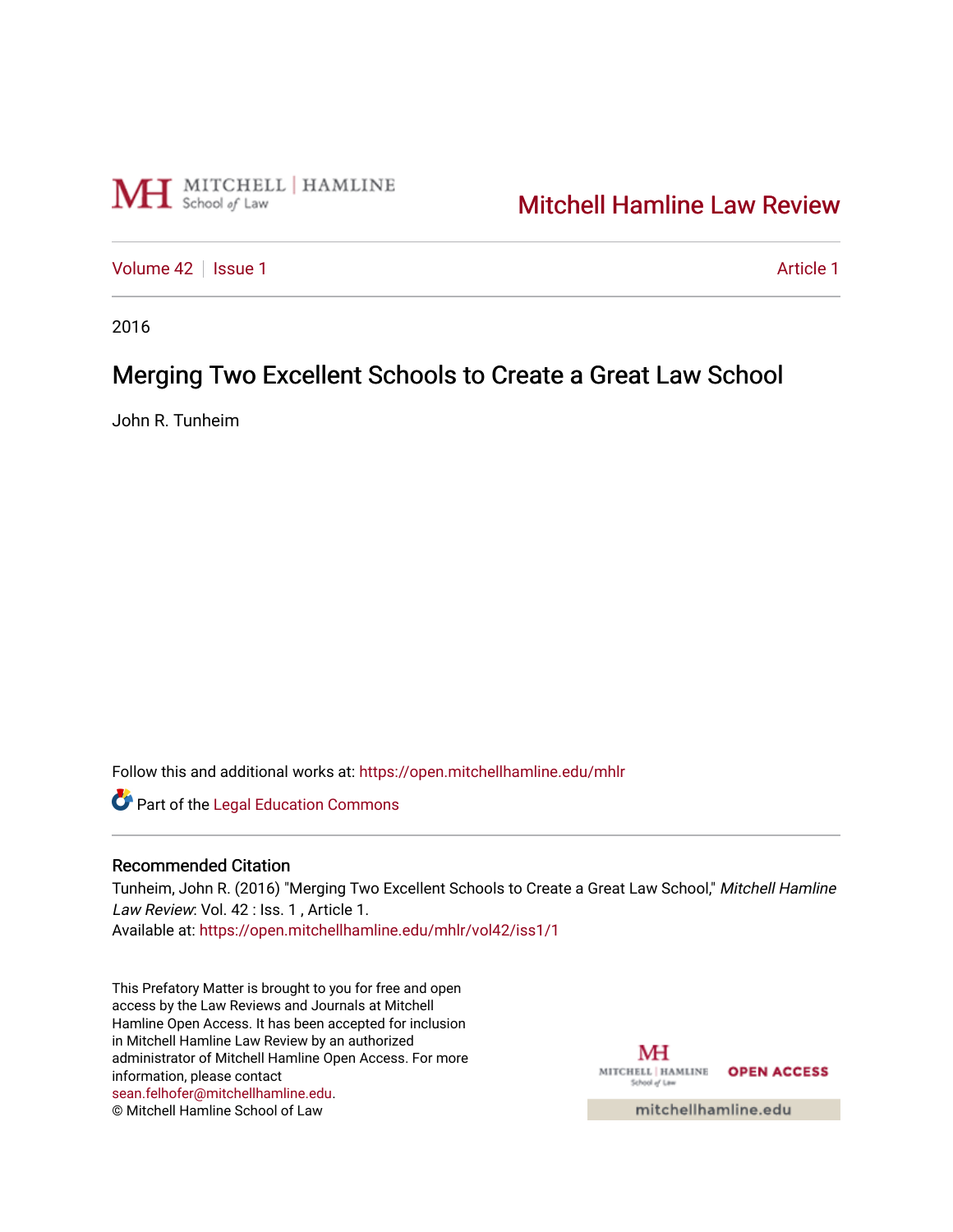Mitchell Hamline Law Review

Volume 42 | Issue 1 | Article 1

2016

# Merging Two Excellent Schools to Create a Great Law School

John R. Tunheim

Follow this and additional works at: https://open.mitchellhamline.edu/mhlr

Part of the Legal Education Commons

## Recommended Citation

Tunheim, John R. (2016) "Merging Two Excellent Schools to Create a Great Law School," *Mitchell Hamline Law Review*: Vol. 42 : Iss. 1 , Article 1.
Available at: https://open.mitchellhamline.edu/mhlr/vol42/iss1/1

This Prefatory Matter is brought to you for free and open access by the Law Reviews and Journals at Mitchell Hamline Open Access. It has been accepted for inclusion in Mitchell Hamline Law Review by an authorized administrator of Mitchell Hamline Open Access. For more information, please contact sean.felhofer@mitchellhamline.edu.
© Mitchell Hamline School of Law

MITCHELL | HAMLINE School of Law OPEN ACCESS

mitchellhamline.edu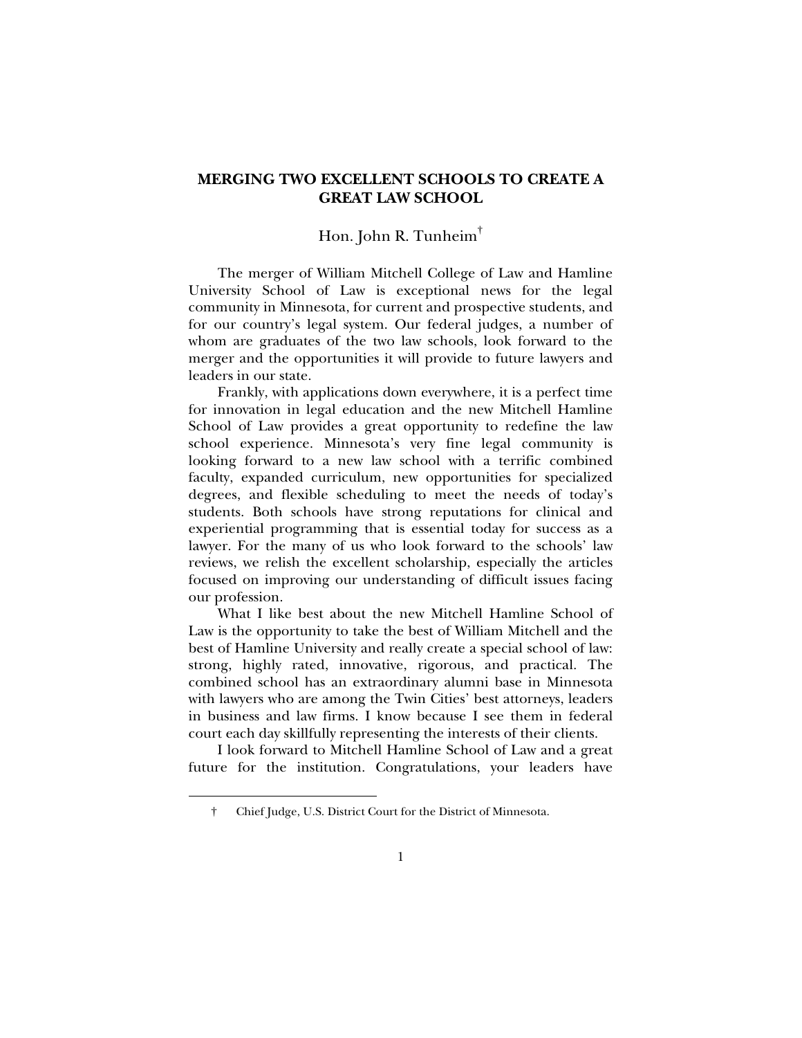# MERGING TWO EXCELLENT SCHOOLS TO CREATE A GREAT LAW SCHOOL

Hon. John R. Tunheim†

The merger of William Mitchell College of Law and Hamline University School of Law is exceptional news for the legal community in Minnesota, for current and prospective students, and for our country's legal system. Our federal judges, a number of whom are graduates of the two law schools, look forward to the merger and the opportunities it will provide to future lawyers and leaders in our state.

Frankly, with applications down everywhere, it is a perfect time for innovation in legal education and the new Mitchell Hamline School of Law provides a great opportunity to redefine the law school experience. Minnesota's very fine legal community is looking forward to a new law school with a terrific combined faculty, expanded curriculum, new opportunities for specialized degrees, and flexible scheduling to meet the needs of today's students. Both schools have strong reputations for clinical and experiential programming that is essential today for success as a lawyer. For the many of us who look forward to the schools' law reviews, we relish the excellent scholarship, especially the articles focused on improving our understanding of difficult issues facing our profession.

What I like best about the new Mitchell Hamline School of Law is the opportunity to take the best of William Mitchell and the best of Hamline University and really create a special school of law: strong, highly rated, innovative, rigorous, and practical. The combined school has an extraordinary alumni base in Minnesota with lawyers who are among the Twin Cities' best attorneys, leaders in business and law firms. I know because I see them in federal court each day skillfully representing the interests of their clients.

I look forward to Mitchell Hamline School of Law and a great future for the institution. Congratulations, your leaders have

† Chief Judge, U.S. District Court for the District of Minnesota.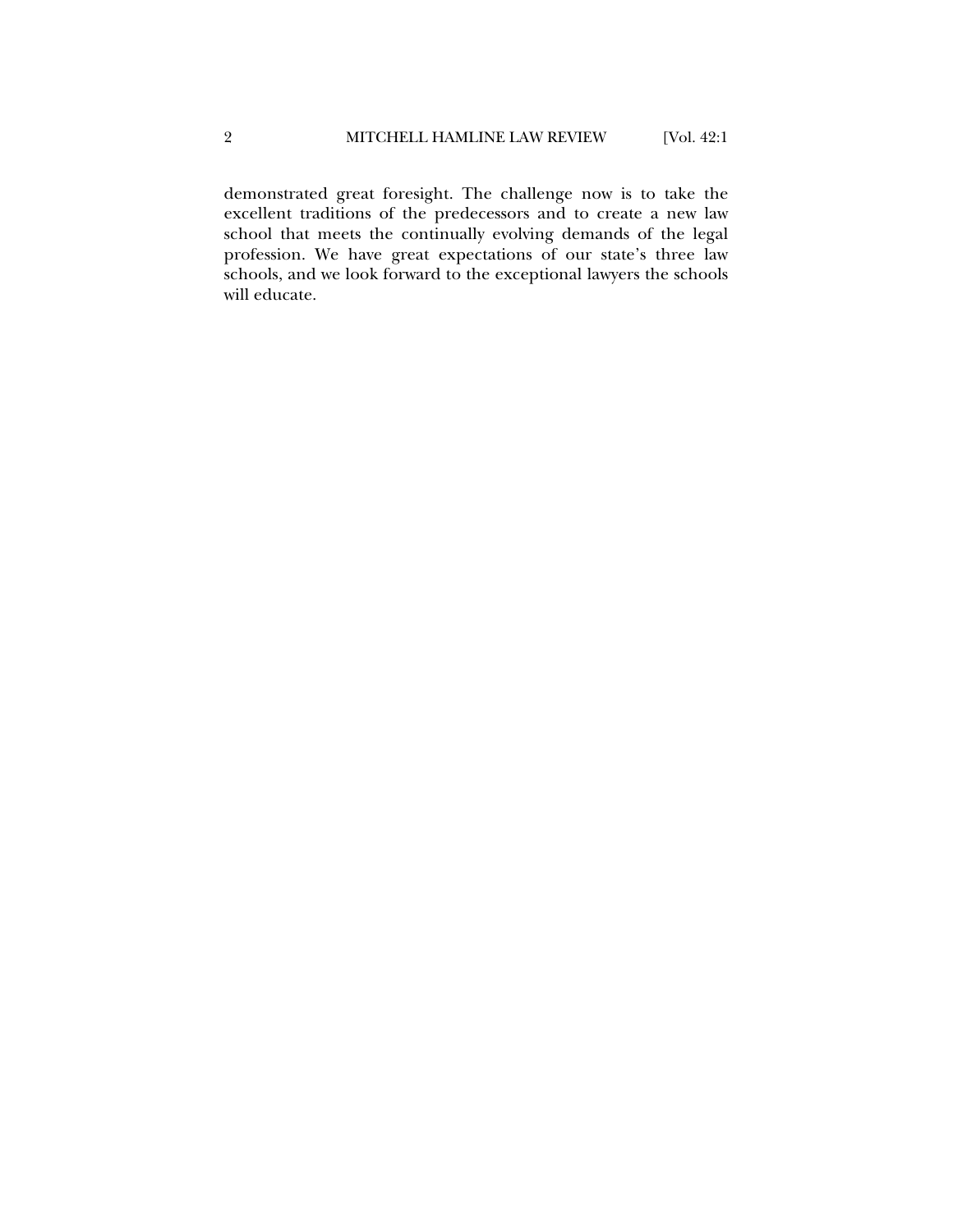demonstrated great foresight. The challenge now is to take the excellent traditions of the predecessors and to create a new law school that meets the continually evolving demands of the legal profession. We have great expectations of our state's three law schools, and we look forward to the exceptional lawyers the schools will educate.